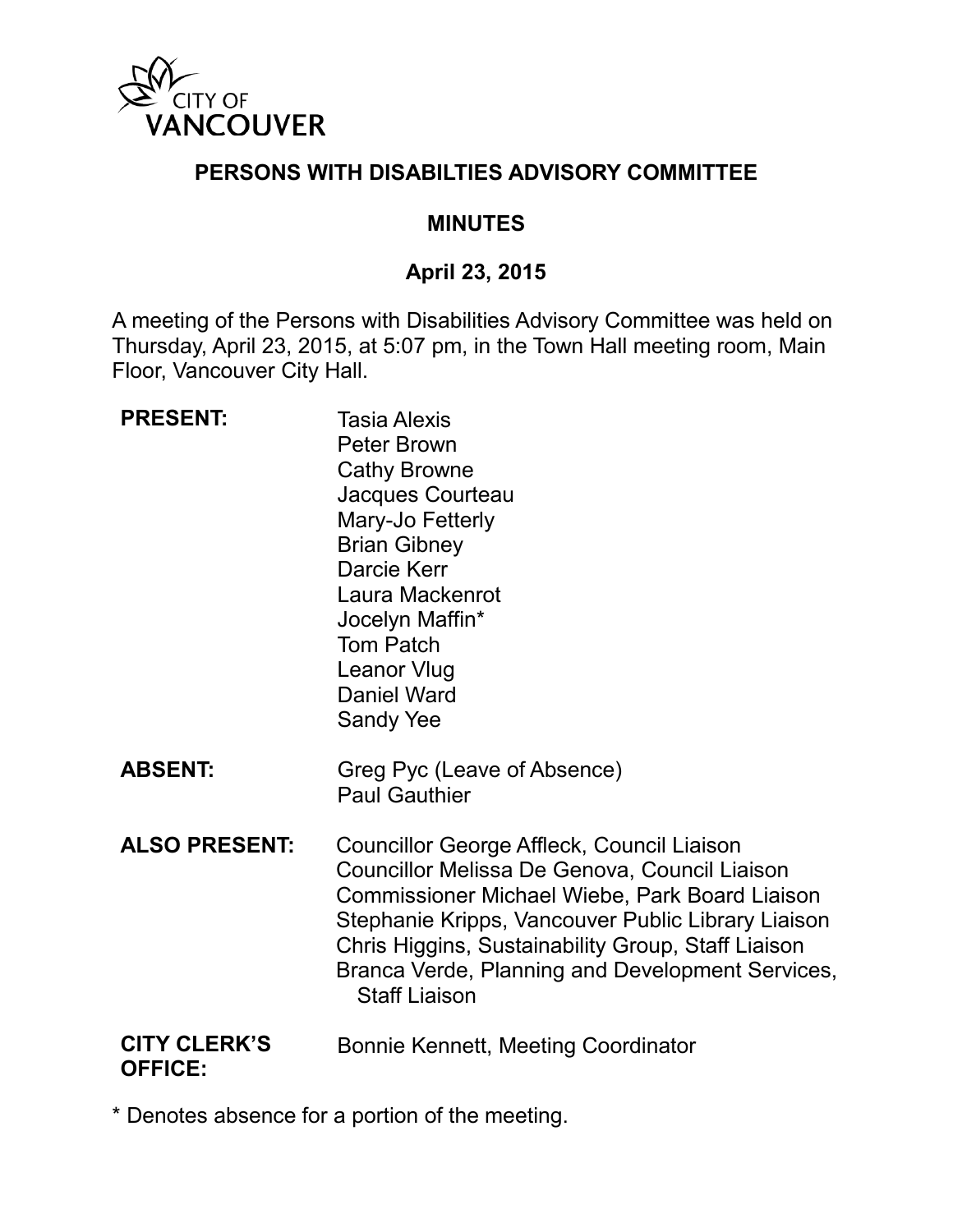CITY OF VANCOUVER

# PERSONS WITH DISABILTIES ADVISORY COMMITTEE

## MINUTES

## April 23, 2015

A meeting of the Persons with Disabilities Advisory Committee was held on Thursday, April 23, 2015, at 5:07 pm, in the Town Hall meeting room, Main Floor, Vancouver City Hall.

**PRESENT:**
Tasia Alexis
Peter Brown
Cathy Browne
Jacques Courteau
Mary-Jo Fetterly
Brian Gibney
Darcie Kerr
Laura Mackenrot
Jocelyn Maffin*
Tom Patch
Leanor Vlug
Daniel Ward
Sandy Yee

**ABSENT:**
Greg Pyc (Leave of Absence)
Paul Gauthier

**ALSO PRESENT:**
Councillor George Affleck, Council Liaison
Councillor Melissa De Genova, Council Liaison
Commissioner Michael Wiebe, Park Board Liaison
Stephanie Kripps, Vancouver Public Library Liaison
Chris Higgins, Sustainability Group, Staff Liaison
Branca Verde, Planning and Development Services, Staff Liaison

**CITY CLERK'S OFFICE:**
Bonnie Kennett, Meeting Coordinator

* Denotes absence for a portion of the meeting.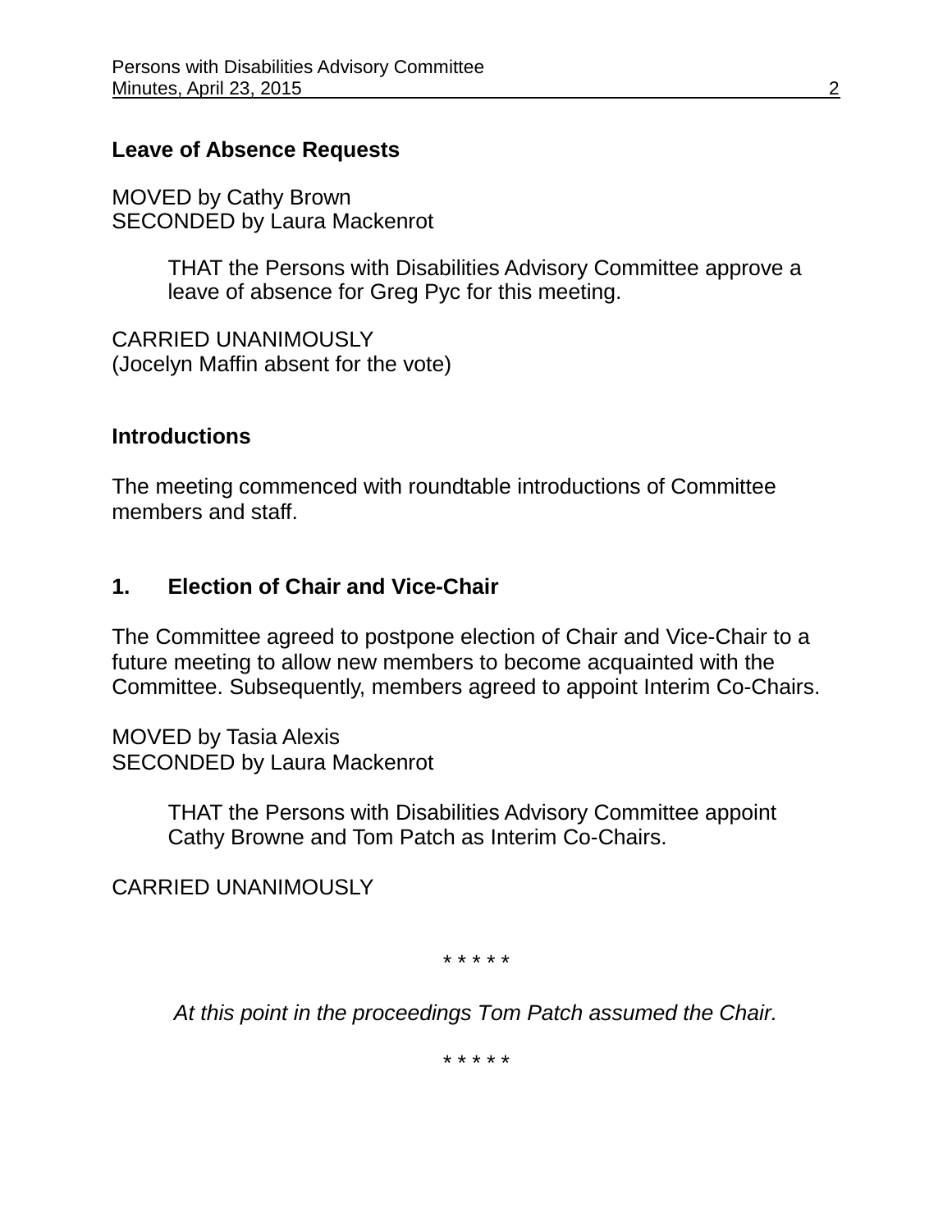## Leave of Absence Requests

MOVED by Cathy Brown
SECONDED by Laura Mackenrot

> THAT the Persons with Disabilities Advisory Committee approve a leave of absence for Greg Pyc for this meeting.

CARRIED UNANIMOUSLY
(Jocelyn Maffin absent for the vote)

## Introductions

The meeting commenced with roundtable introductions of Committee members and staff.

## 1. Election of Chair and Vice-Chair

The Committee agreed to postpone election of Chair and Vice-Chair to a future meeting to allow new members to become acquainted with the Committee. Subsequently, members agreed to appoint Interim Co-Chairs.

MOVED by Tasia Alexis
SECONDED by Laura Mackenrot

> THAT the Persons with Disabilities Advisory Committee appoint Cathy Browne and Tom Patch as Interim Co-Chairs.

CARRIED UNANIMOUSLY

\* \* \* \* \*

*At this point in the proceedings Tom Patch assumed the Chair.*

\* \* \* \* \*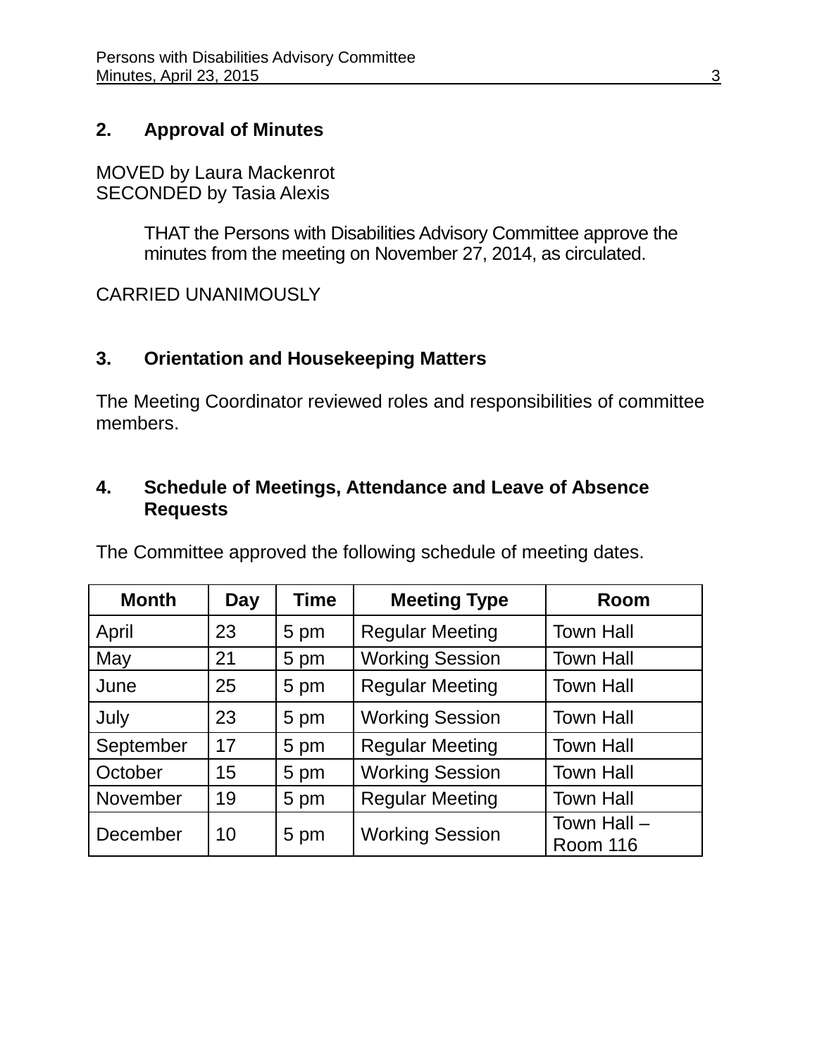## 2. Approval of Minutes

MOVED by Laura Mackenrot
SECONDED by Tasia Alexis

> THAT the Persons with Disabilities Advisory Committee approve the minutes from the meeting on November 27, 2014, as circulated.

CARRIED UNANIMOUSLY

## 3. Orientation and Housekeeping Matters

The Meeting Coordinator reviewed roles and responsibilities of committee members.

## 4. Schedule of Meetings, Attendance and Leave of Absence Requests

The Committee approved the following schedule of meeting dates.

| Month | Day | Time | Meeting Type | Room |
|---|---|---|---|---|
| April | 23 | 5 pm | Regular Meeting | Town Hall |
| May | 21 | 5 pm | Working Session | Town Hall |
| June | 25 | 5 pm | Regular Meeting | Town Hall |
| July | 23 | 5 pm | Working Session | Town Hall |
| September | 17 | 5 pm | Regular Meeting | Town Hall |
| October | 15 | 5 pm | Working Session | Town Hall |
| November | 19 | 5 pm | Regular Meeting | Town Hall |
| December | 10 | 5 pm | Working Session | Town Hall – Room 116 |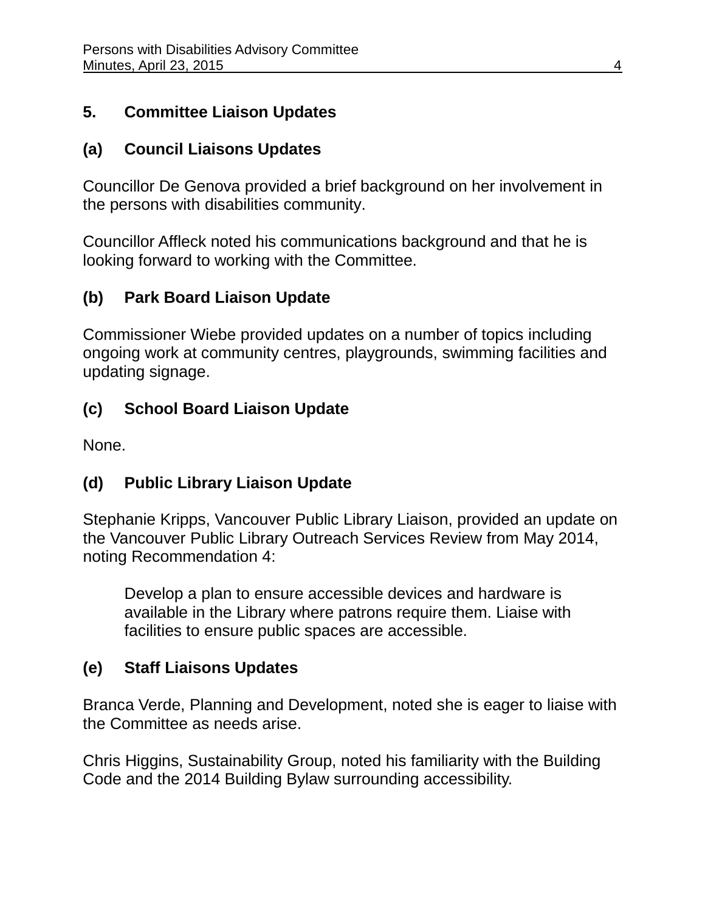## 5. Committee Liaison Updates

### (a) Council Liaisons Updates

Councillor De Genova provided a brief background on her involvement in the persons with disabilities community.

Councillor Affleck noted his communications background and that he is looking forward to working with the Committee.

### (b) Park Board Liaison Update

Commissioner Wiebe provided updates on a number of topics including ongoing work at community centres, playgrounds, swimming facilities and updating signage.

### (c) School Board Liaison Update

None.

### (d) Public Library Liaison Update

Stephanie Kripps, Vancouver Public Library Liaison, provided an update on the Vancouver Public Library Outreach Services Review from May 2014, noting Recommendation 4:

> Develop a plan to ensure accessible devices and hardware is available in the Library where patrons require them. Liaise with facilities to ensure public spaces are accessible.

### (e) Staff Liaisons Updates

Branca Verde, Planning and Development, noted she is eager to liaise with the Committee as needs arise.

Chris Higgins, Sustainability Group, noted his familiarity with the Building Code and the 2014 Building Bylaw surrounding accessibility.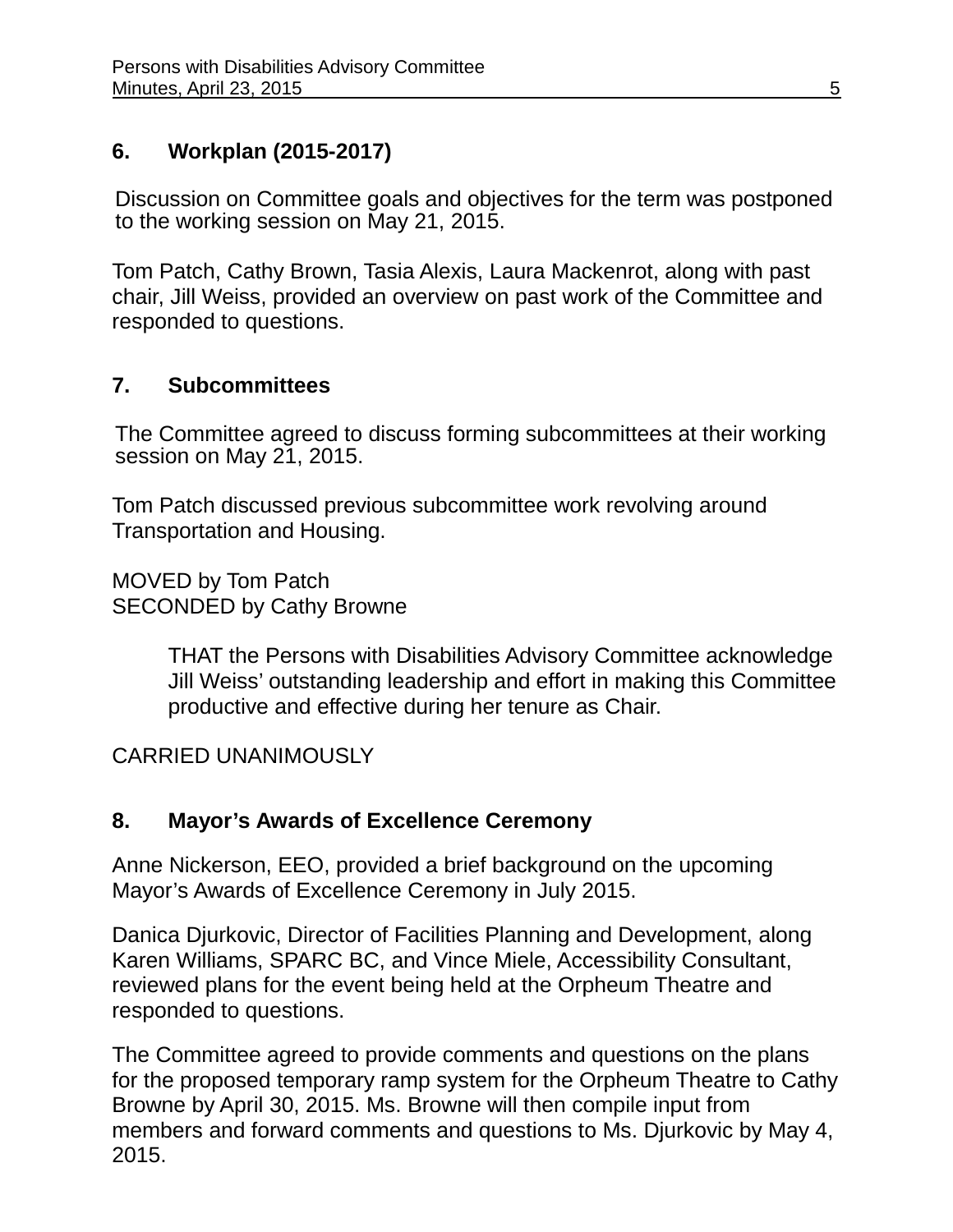## 6. Workplan (2015-2017)

Discussion on Committee goals and objectives for the term was postponed to the working session on May 21, 2015.

Tom Patch, Cathy Brown, Tasia Alexis, Laura Mackenrot, along with past chair, Jill Weiss, provided an overview on past work of the Committee and responded to questions.

## 7. Subcommittees

The Committee agreed to discuss forming subcommittees at their working session on May 21, 2015.

Tom Patch discussed previous subcommittee work revolving around Transportation and Housing.

MOVED by Tom Patch
SECONDED by Cathy Browne

> THAT the Persons with Disabilities Advisory Committee acknowledge Jill Weiss' outstanding leadership and effort in making this Committee productive and effective during her tenure as Chair.

CARRIED UNANIMOUSLY

## 8. Mayor's Awards of Excellence Ceremony

Anne Nickerson, EEO, provided a brief background on the upcoming Mayor's Awards of Excellence Ceremony in July 2015.

Danica Djurkovic, Director of Facilities Planning and Development, along Karen Williams, SPARC BC, and Vince Miele, Accessibility Consultant, reviewed plans for the event being held at the Orpheum Theatre and responded to questions.

The Committee agreed to provide comments and questions on the plans for the proposed temporary ramp system for the Orpheum Theatre to Cathy Browne by April 30, 2015. Ms. Browne will then compile input from members and forward comments and questions to Ms. Djurkovic by May 4, 2015.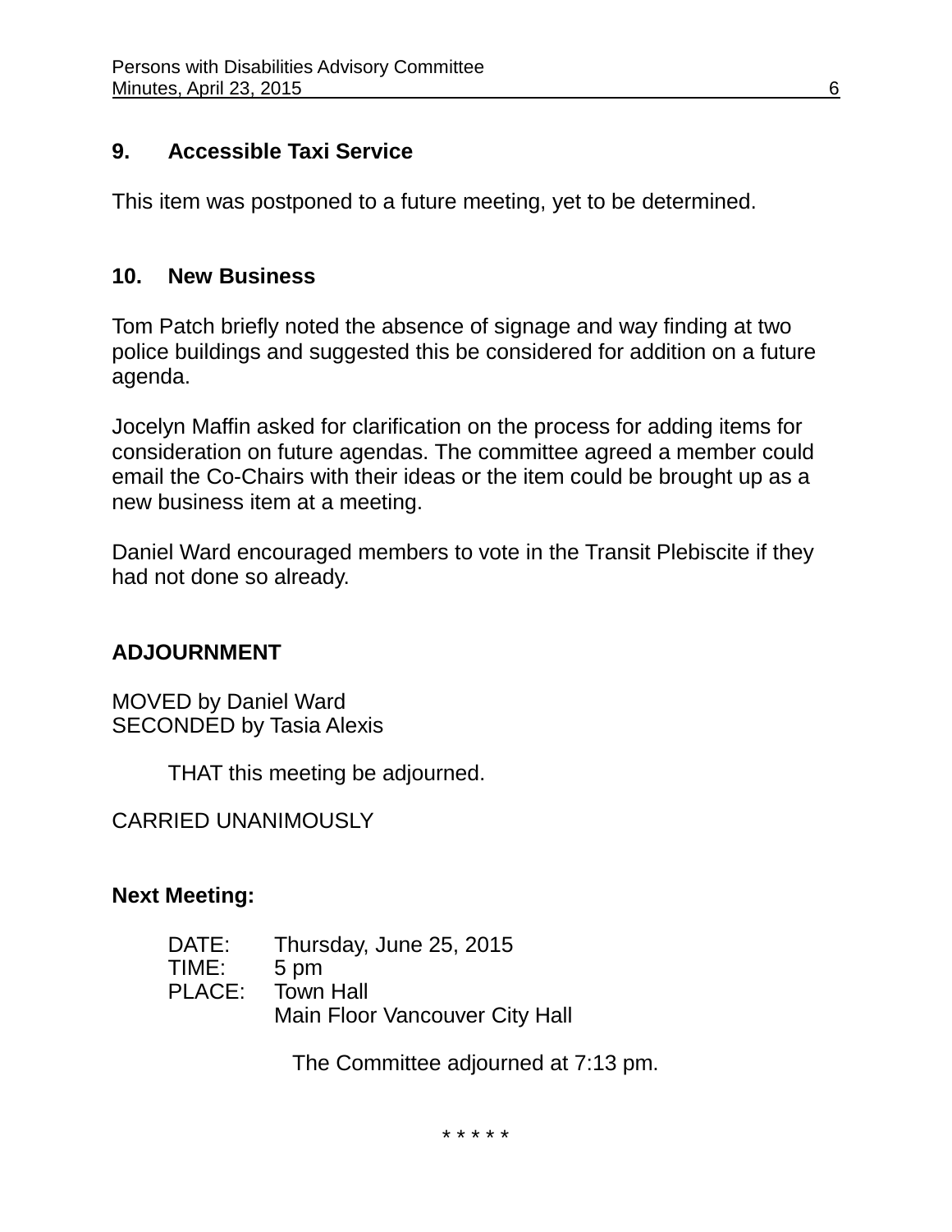## 9. Accessible Taxi Service

This item was postponed to a future meeting, yet to be determined.

## 10. New Business

Tom Patch briefly noted the absence of signage and way finding at two police buildings and suggested this be considered for addition on a future agenda.

Jocelyn Maffin asked for clarification on the process for adding items for consideration on future agendas. The committee agreed a member could email the Co-Chairs with their ideas or the item could be brought up as a new business item at a meeting.

Daniel Ward encouraged members to vote in the Transit Plebiscite if they had not done so already.

## ADJOURNMENT

MOVED by Daniel Ward
SECONDED by Tasia Alexis

> THAT this meeting be adjourned.

CARRIED UNANIMOUSLY

**Next Meeting:**

DATE: Thursday, June 25, 2015
TIME: 5 pm
PLACE: Town Hall
Main Floor Vancouver City Hall

The Committee adjourned at 7:13 pm.

* * * * *